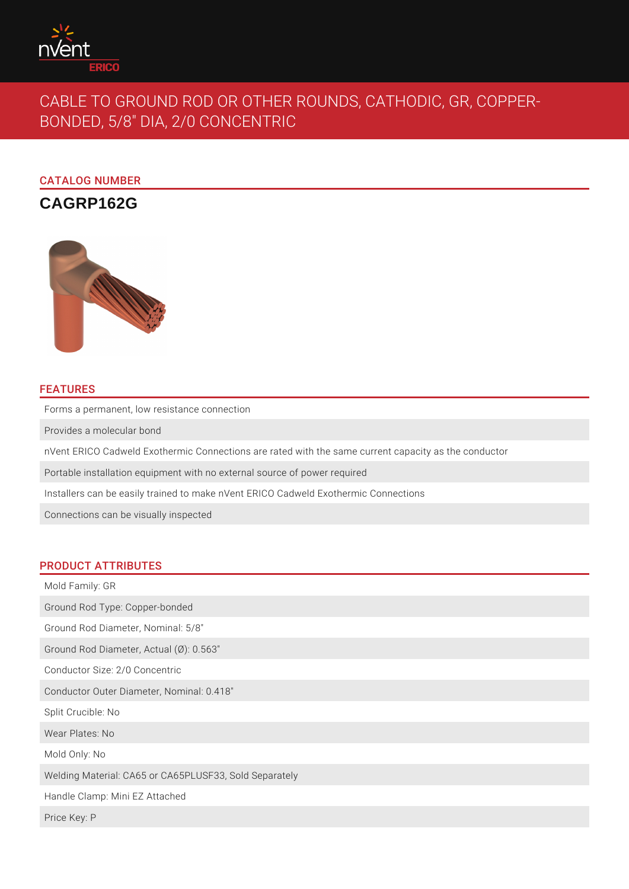# CABLE TO GROUND ROD OR OTHER ROUNDS, CATHODIC, GR, COPPER-BONDED, 5/8" DIA, 2/0 CONCENTRIC

## CATALOG NUMBER

**CAGRP162G**

## FEATURES

- Forms a permanent, low resistance connection
- Provides a molecular bond
- nVent ERICO Cadweld Exothermic Connections are rated with the same current capacity as the conductor
- Portable installation equipment with no external source of power required
- Installers can be easily trained to make nVent ERICO Cadweld Exothermic Connections
- Connections can be visually inspected

## PRODUCT ATTRIBUTES

- Mold Family: GR
- Ground Rod Type: Copper-bonded
- Ground Rod Diameter, Nominal: 5/8"
- Ground Rod Diameter, Actual (Ø): 0.563"
- Conductor Size: 2/0 Concentric
- Conductor Outer Diameter, Nominal: 0.418"
- Split Crucible: No
- Wear Plates: No
- Mold Only: No
- Welding Material: CA65 or CA65PLUSF33, Sold Separately
- Handle Clamp: Mini EZ Attached
- Price Key: P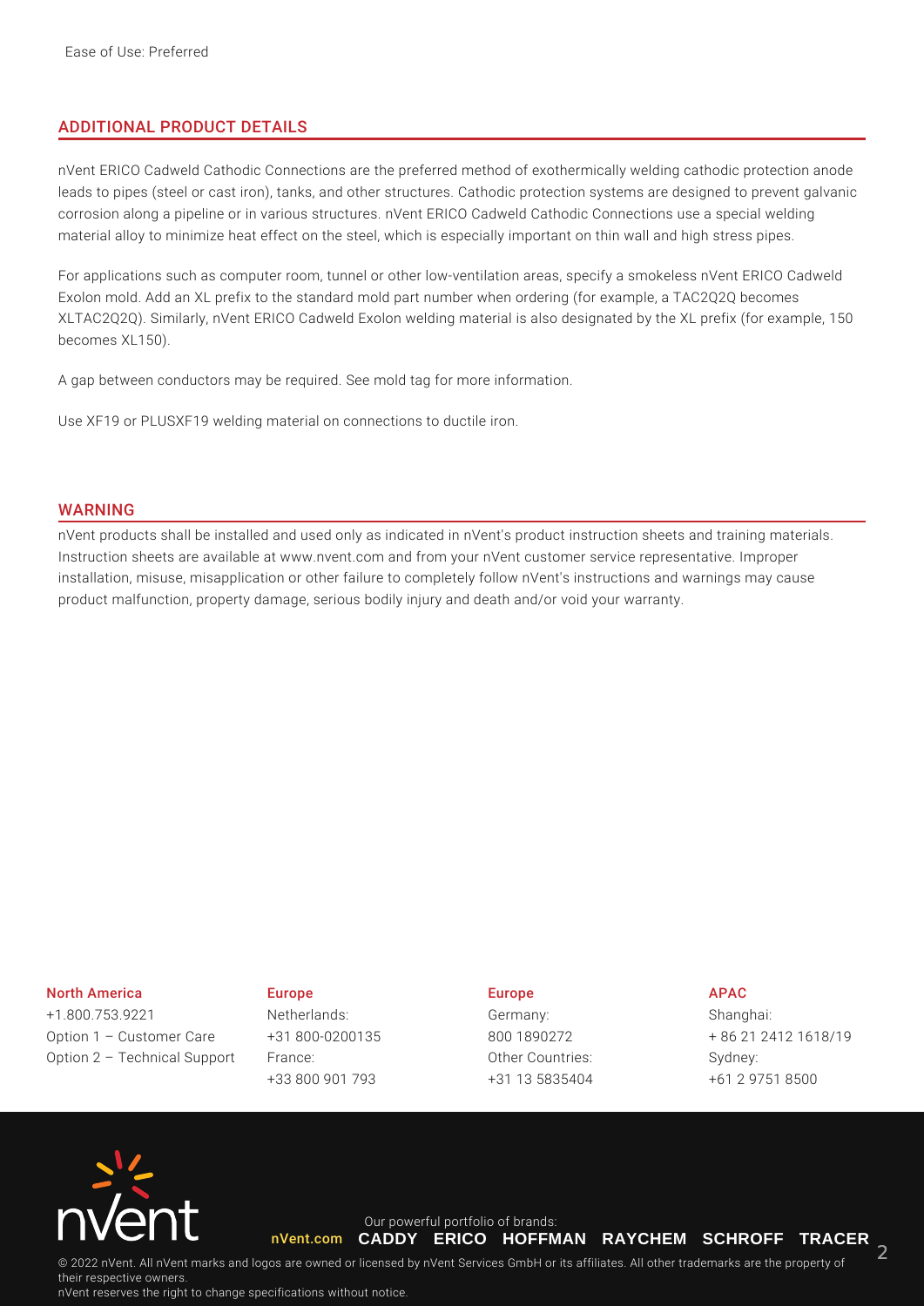Ease of Use: Preferred

## ADDITIONAL PRODUCT DETAILS

nVent ERICO Cadweld Cathodic Connections are the preferred method of exothermically welding cathodic protection anode leads to pipes (steel or cast iron), tanks, and other structures. Cathodic protection systems are designed to prevent galvanic corrosion along a pipeline or in various structures. nVent ERICO Cadweld Cathodic Connections use a special welding material alloy to minimize heat effect on the steel, which is especially important on thin wall and high stress pipes.

For applications such as computer room, tunnel or other low-ventilation areas, specify a smokeless nVent ERICO Cadweld Exolon mold. Add an XL prefix to the standard mold part number when ordering (for example, a TAC2Q2Q becomes XLTAC2Q2Q). Similarly, nVent ERICO Cadweld Exolon welding material is also designated by the XL prefix (for example, 150 becomes XL150).

A gap between conductors may be required. See mold tag for more information.

Use XF19 or PLUSXF19 welding material on connections to ductile iron.

## WARNING

nVent products shall be installed and used only as indicated in nVent's product instruction sheets and training materials. Instruction sheets are available at www.nvent.com and from your nVent customer service representative. Improper installation, misuse, misapplication or other failure to completely follow nVent's instructions and warnings may cause product malfunction, property damage, serious bodily injury and death and/or void your warranty.

**North America**
+1.800.753.9221
Option 1 – Customer Care
Option 2 – Technical Support

**Europe**
Netherlands:
+31 800-0200135
France:
+33 800 901 793

**Europe**
Germany:
800 1890272
Other Countries:
+31 13 5835404

**APAC**
Shanghai:
+ 86 21 2412 1618/19
Sydney:
+61 2 9751 8500

Our powerful portfolio of brands:
nVent.com CADDY ERICO HOFFMAN RAYCHEM SCHROFF TRACER

© 2022 nVent. All nVent marks and logos are owned or licensed by nVent Services GmbH or its affiliates. All other trademarks are the property of their respective owners.
nVent reserves the right to change specifications without notice.